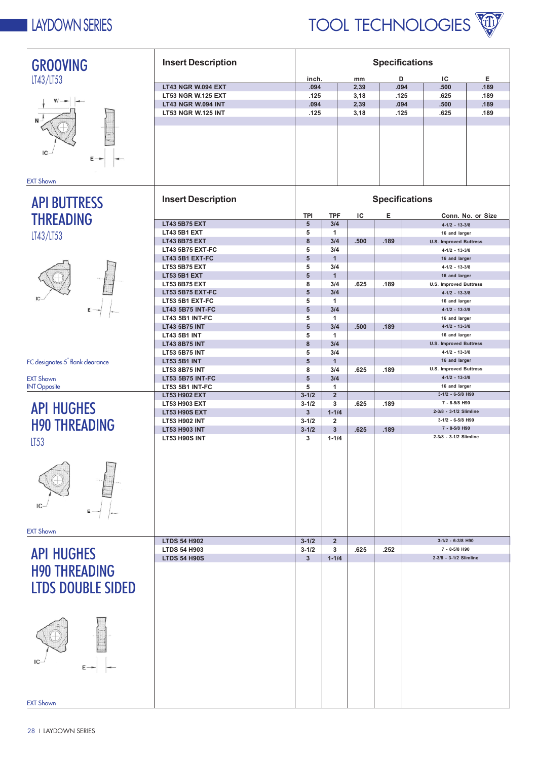## GROOVING

LT43/LT53

EXT Shown

| Insert Description | inch. | mm | D | IC | E |
|---|---|---|---|---|---|
| LT43 NGR W.094 EXT | .094 | 2,39 | .094 | .500 | .189 |
| LT53 NGR W.125 EXT | .125 | 3,18 | .125 | .625 | .189 |
| LT43 NGR W.094 INT | .094 | 2,39 | .094 | .500 | .189 |
| LT53 NGR W.125 INT | .125 | 3,18 | .125 | .625 | .189 |

## API BUTTRESS THREADING

LT43/LT53

FC designates 5° flank clearance

EXT Shown
INT Opposite

| Insert Description | TPI | TPF | IC | E | Conn. No. or Size |
|---|---|---|---|---|---|
| LT43 5B75 EXT | 5 | 3/4 | | | 4-1/2 - 13-3/8 |
| LT43 5B1 EXT | 5 | 1 | | | 16 and larger |
| LT43 8B75 EXT | 8 | 3/4 | .500 | .189 | U.S. Improved Buttress |
| LT43 5B75 EXT-FC | 5 | 3/4 | | | 4-1/2 - 13-3/8 |
| LT43 5B1 EXT-FC | 5 | 1 | | | 16 and larger |
| LT53 5B75 EXT | 5 | 3/4 | | | 4-1/2 - 13-3/8 |
| LT53 5B1 EXT | 5 | 1 | | | 16 and larger |
| LT53 8B75 EXT | 8 | 3/4 | .625 | .189 | U.S. Improved Buttress |
| LT53 5B75 EXT-FC | 5 | 3/4 | | | 4-1/2 - 13-3/8 |
| LT53 5B1 EXT-FC | 5 | 1 | | | 16 and larger |
| LT43 5B75 INT-FC | 5 | 3/4 | | | 4-1/2 - 13-3/8 |
| LT43 5B1 INT-FC | 5 | 1 | | | 16 and larger |
| LT43 5B75 INT | 5 | 3/4 | .500 | .189 | 4-1/2 - 13-3/8 |
| LT43 5B1 INT | 5 | 1 | | | 16 and larger |
| LT43 8B75 INT | 8 | 3/4 | | | U.S. Improved Buttress |
| LT53 5B75 INT | 5 | 3/4 | | | 4-1/2 - 13-3/8 |
| LT53 5B1 INT | 5 | 1 | | | 16 and larger |
| LT53 8B75 INT | 8 | 3/4 | .625 | .189 | U.S. Improved Buttress |
| LT53 5B75 INT-FC | 5 | 3/4 | | | 4-1/2 - 13-3/8 |
| LT53 5B1 INT-FC | 5 | 1 | | | 16 and larger |

## API HUGHES H90 THREADING

LT53

EXT Shown

| Insert Description | TPI | TPF | IC | E | Conn. No. or Size |
|---|---|---|---|---|---|
| LT53 H902 EXT | 3-1/2 | 2 | | | 3-1/2 - 6-5/8 H90 |
| LT53 H903 EXT | 3-1/2 | 3 | .625 | .189 | 7 - 8-5/8 H90 |
| LT53 H90S EXT | 3 | 1-1/4 | | | 2-3/8 - 3-1/2 Slimline |
| LT53 H902 INT | 3-1/2 | 2 | | | 3-1/2 - 6-5/8 H90 |
| LT53 H903 INT | 3-1/2 | 3 | .625 | .189 | 7 - 8-5/8 H90 |
| LT53 H90S INT | 3 | 1-1/4 | | | 2-3/8 - 3-1/2 Slimline |

## API HUGHES H90 THREADING LTDS DOUBLE SIDED

EXT Shown

| Insert Description | TPI | TPF | IC | E | Conn. No. or Size |
|---|---|---|---|---|---|
| LTDS 54 H902 | 3-1/2 | 2 | | | 3-1/2 - 6-3/8 H90 |
| LTDS 54 H903 | 3-1/2 | 3 | .625 | .252 | 7 - 8-5/8 H90 |
| LTDS 54 H90S | 3 | 1-1/4 | | | 2-3/8 - 3-1/2 Slimline |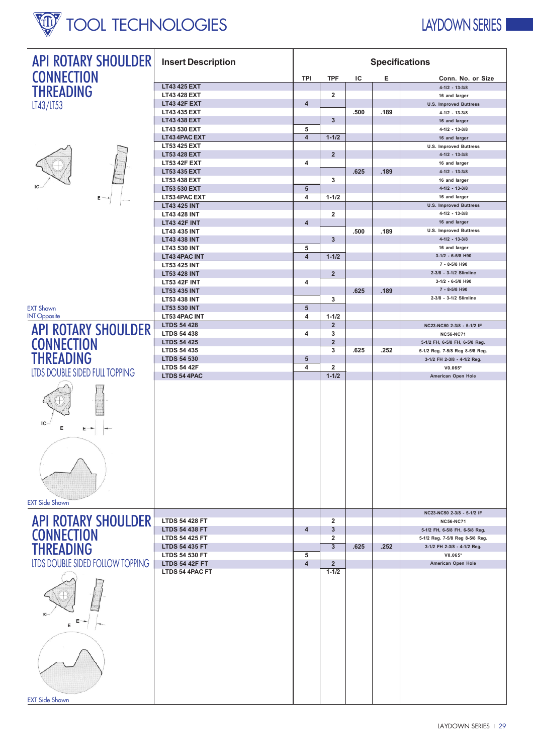## API ROTARY SHOULDER CONNECTION THREADING

LT43/LT53

IC

E

EXT Shown
INT Opposite

| Insert Description | TPI | TPF | IC | E | Conn. No. or Size |
|---|---|---|---|---|---|
| LT43 425 EXT | | | | | 4-1/2 - 13-3/8 |
| LT43 428 EXT | | 2 | | | 16 and larger |
| LT43 42F EXT | 4 | | | | U.S. Improved Buttress |
| LT43 435 EXT | | | .500 | .189 | 4-1/2 - 13-3/8 |
| LT43 438 EXT | | 3 | | | 16 and larger |
| LT43 530 EXT | 5 | | | | 4-1/2 - 13-3/8 |
| LT43 4PAC EXT | 4 | 1-1/2 | | | 16 and larger |
| LT53 425 EXT | | | | | U.S. Improved Buttress |
| LT53 428 EXT | | 2 | | | 4-1/2 - 13-3/8 |
| LT53 42F EXT | 4 | | | | 16 and larger |
| LT53 435 EXT | | | .625 | .189 | 4-1/2 - 13-3/8 |
| LT53 438 EXT | | 3 | | | 16 and larger |
| LT53 530 EXT | 5 | | | | 4-1/2 - 13-3/8 |
| LT53 4PAC EXT | 4 | 1-1/2 | | | 16 and larger |
| LT43 425 INT | | | | | U.S. Improved Buttress |
| LT43 428 INT | | 2 | | | 4-1/2 - 13-3/8 |
| LT43 42F INT | 4 | | | | 16 and larger |
| LT43 435 INT | | | .500 | .189 | U.S. Improved Buttress |
| LT43 438 INT | | 3 | | | 4-1/2 - 13-3/8 |
| LT43 530 INT | 5 | | | | 16 and larger |
| LT43 4PAC INT | 4 | 1-1/2 | | | 3-1/2 - 6-5/8 H90 |
| LT53 425 INT | | | | | 7 - 8-5/8 H90 |
| LT53 428 INT | | 2 | | | 2-3/8 - 3-1/2 Slimline |
| LT53 42F INT | 4 | | | | 3-1/2 - 6-5/8 H90 |
| LT53 435 INT | | | .625 | .189 | 7 - 8-5/8 H90 |
| LT53 438 INT | | 3 | | | 2-3/8 - 3-1/2 Slimline |
| LT53 530 INT | 5 | | | | |
| LT53 4PAC INT | 4 | 1-1/2 | | | |

## API ROTARY SHOULDER CONNECTION THREADING

LTDS DOUBLE SIDED FULL TOPPING

IC

E

EXT Side Shown

| Insert Description | TPI | TPF | IC | E | Conn. No. or Size |
|---|---|---|---|---|---|
| LTDS 54 428 | | 2 | | | NC23-NC50 2-3/8 - 5-1/2 IF |
| LTDS 54 438 | 4 | 3 | | | NC56-NC71 |
| LTDS 54 425 | | 2 | | | 5-1/2 FH, 6-5/8 FH, 6-5/8 Reg. |
| LTDS 54 435 | | 3 | .625 | .252 | 5-1/2 Reg. 7-5/8 Reg 8-5/8 Reg. |
| LTDS 54 530 | 5 | | | | 3-1/2 FH 2-3/8 - 4-1/2 Reg. |
| LTDS 54 42F | 4 | 2 | | | V0.065" |
| LTDS 54 4PAC | | 1-1/2 | | | American Open Hole |

## API ROTARY SHOULDER CONNECTION THREADING

LTDS DOUBLE SIDED FOLLOW TOPPING

IC

E

EXT Side Shown

| Insert Description | TPI | TPF | IC | E | Conn. No. or Size |
|---|---|---|---|---|---|
| | | | | | NC23-NC50 2-3/8 - 5-1/2 IF |
| LTDS 54 428 FT | | 2 | | | NC56-NC71 |
| LTDS 54 438 FT | 4 | 3 | | | 5-1/2 FH, 6-5/8 FH, 6-5/8 Reg. |
| LTDS 54 425 FT | | 2 | | | 5-1/2 Reg. 7-5/8 Reg 8-5/8 Reg. |
| LTDS 54 435 FT | | 3 | .625 | .252 | 3-1/2 FH 2-3/8 - 4-1/2 Reg. |
| LTDS 54 530 FT | 5 | | | | V0.065" |
| LTDS 54 42F FT | 4 | 2 | | | American Open Hole |
| LTDS 54 4PAC FT | | 1-1/2 | | | |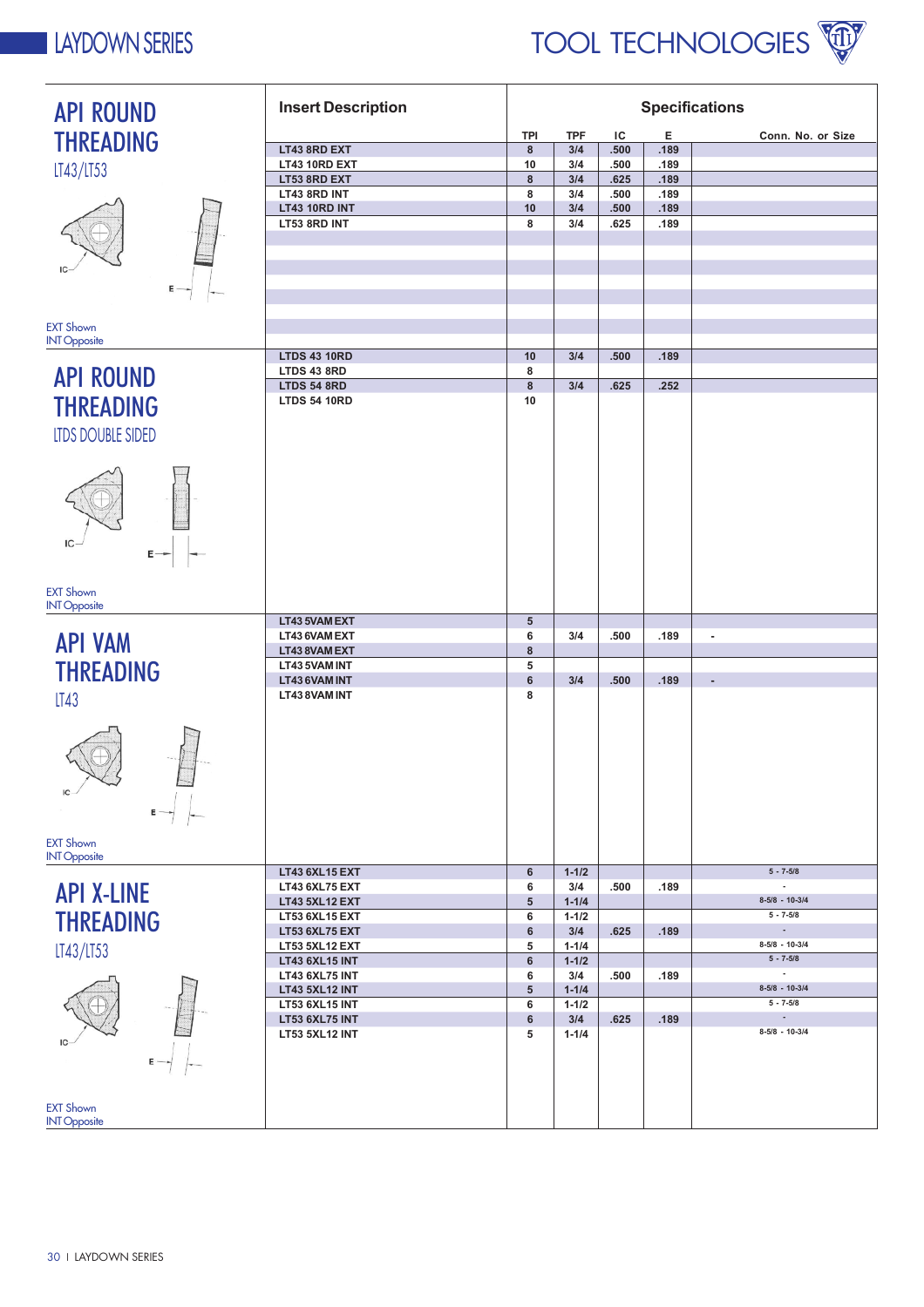## API ROUND THREADING

LT43/LT53

EXT Shown
INT Opposite

| Insert Description | TPI | TPF | IC | E | Conn. No. or Size |
|---|---|---|---|---|---|
| LT43 8RD EXT | 8 | 3/4 | .500 | .189 | |
| LT43 10RD EXT | 10 | 3/4 | .500 | .189 | |
| LT53 8RD EXT | 8 | 3/4 | .625 | .189 | |
| LT43 8RD INT | 8 | 3/4 | .500 | .189 | |
| LT43 10RD INT | 10 | 3/4 | .500 | .189 | |
| LT53 8RD INT | 8 | 3/4 | .625 | .189 | |

## API ROUND THREADING

LTDS DOUBLE SIDED

EXT Shown
INT Opposite

| Insert Description | TPI | TPF | IC | E | Conn. No. or Size |
|---|---|---|---|---|---|
| LTDS 43 10RD | 10 | 3/4 | .500 | .189 | |
| LTDS 43 8RD | 8 | | | | |
| LTDS 54 8RD | 8 | 3/4 | .625 | .252 | |
| LTDS 54 10RD | 10 | | | | |

## API VAM THREADING

LT43

EXT Shown
INT Opposite

| Insert Description | TPI | TPF | IC | E | Conn. No. or Size |
|---|---|---|---|---|---|
| LT43 5VAM EXT | 5 | | | | |
| LT43 6VAM EXT | 6 | 3/4 | .500 | .189 | - |
| LT43 8VAM EXT | 8 | | | | |
| LT43 5VAM INT | 5 | | | | |
| LT43 6VAM INT | 6 | 3/4 | .500 | .189 | - |
| LT43 8VAM INT | 8 | | | | |

## API X-LINE THREADING

LT43/LT53

EXT Shown
INT Opposite

| Insert Description | TPI | TPF | IC | E | Conn. No. or Size |
|---|---|---|---|---|---|
| LT43 6XL15 EXT | 6 | 1-1/2 | | | 5 - 7-5/8 |
| LT43 6XL75 EXT | 6 | 3/4 | .500 | .189 | - |
| LT43 5XL12 EXT | 5 | 1-1/4 | | | 8-5/8 - 10-3/4 |
| LT53 6XL15 EXT | 6 | 1-1/2 | | | 5 - 7-5/8 |
| LT53 6XL75 EXT | 6 | 3/4 | .625 | .189 | - |
| LT53 5XL12 EXT | 5 | 1-1/4 | | | 8-5/8 - 10-3/4 |
| LT43 6XL15 INT | 6 | 1-1/2 | | | 5 - 7-5/8 |
| LT43 6XL75 INT | 6 | 3/4 | .500 | .189 | - |
| LT43 5XL12 INT | 5 | 1-1/4 | | | 8-5/8 - 10-3/4 |
| LT53 6XL15 INT | 6 | 1-1/2 | | | 5 - 7-5/8 |
| LT53 6XL75 INT | 6 | 3/4 | .625 | .189 | - |
| LT53 5XL12 INT | 5 | 1-1/4 | | | 8-5/8 - 10-3/4 |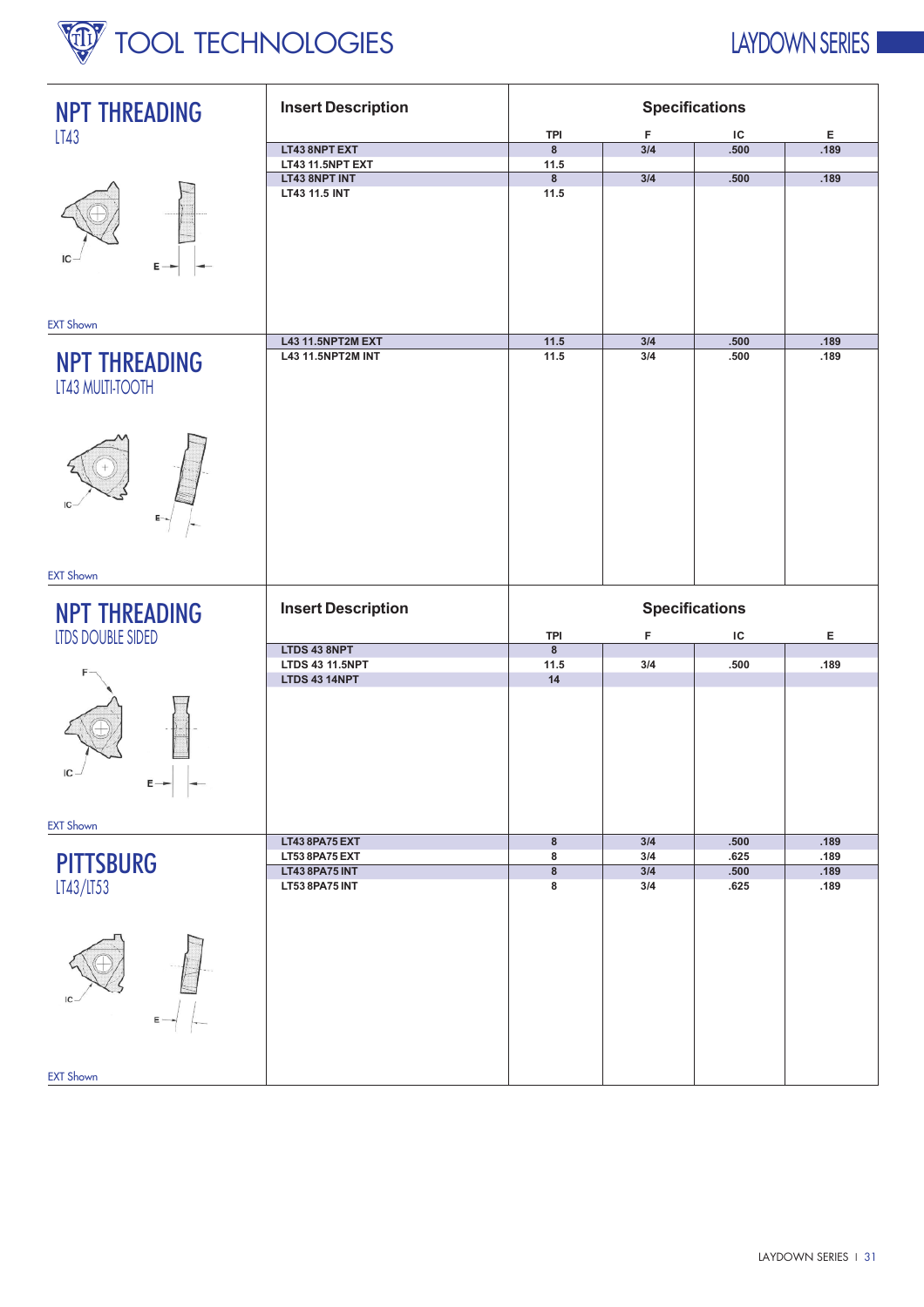## NPT THREADING

### LT43

| Insert Description | TPI | F | IC | E |
|---|---|---|---|---|
| LT43 8NPT EXT | 8 | 3/4 | .500 | .189 |
| LT43 11.5NPT EXT | 11.5 | | | |
| LT43 8NPT INT | 8 | 3/4 | .500 | .189 |
| LT43 11.5 INT | 11.5 | | | |

IC E

EXT Shown

## NPT THREADING

### LT43 MULTI-TOOTH

| Insert Description | TPI | F | IC | E |
|---|---|---|---|---|
| L43 11.5NPT2M EXT | 11.5 | 3/4 | .500 | .189 |
| L43 11.5NPT2M INT | 11.5 | 3/4 | .500 | .189 |

IC E

EXT Shown

## NPT THREADING

### LTDS DOUBLE SIDED

| Insert Description | TPI | F | IC | E |
|---|---|---|---|---|
| LTDS 43 8NPT | 8 | | | |
| LTDS 43 11.5NPT | 11.5 | 3/4 | .500 | .189 |
| LTDS 43 14NPT | 14 | | | |

F IC E

EXT Shown

## PITTSBURG

### LT43/LT53

| Insert Description | TPI | F | IC | E |
|---|---|---|---|---|
| LT43 8PA75 EXT | 8 | 3/4 | .500 | .189 |
| LT53 8PA75 EXT | 8 | 3/4 | .625 | .189 |
| LT43 8PA75 INT | 8 | 3/4 | .500 | .189 |
| LT53 8PA75 INT | 8 | 3/4 | .625 | .189 |

IC E

EXT Shown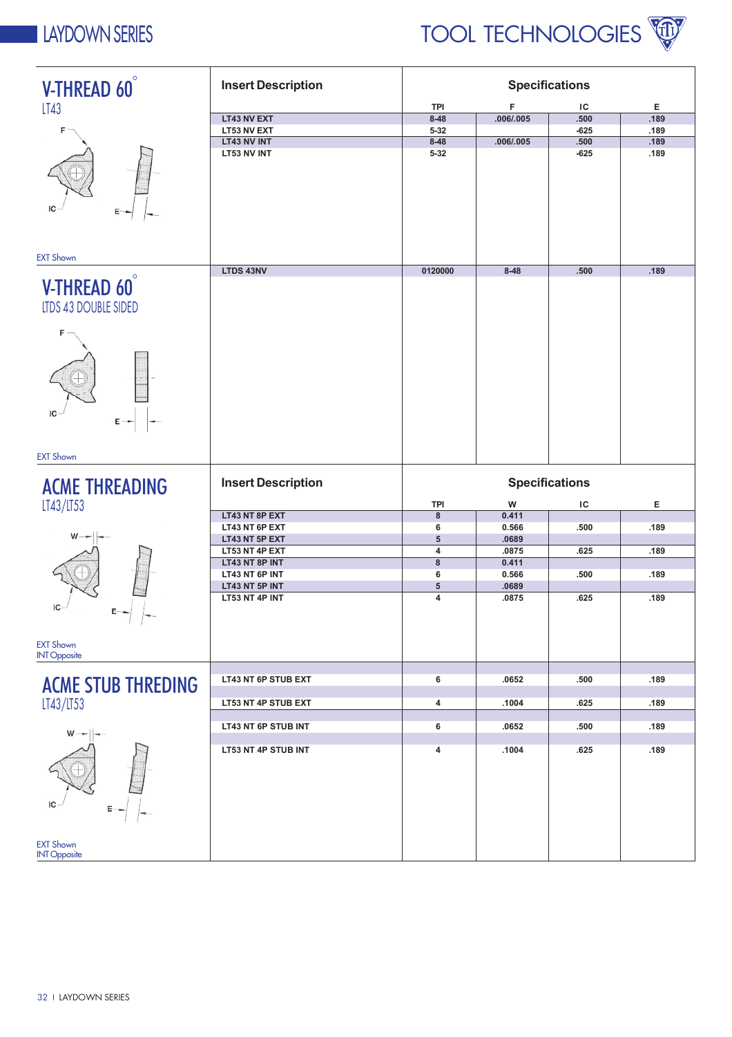## V-THREAD 60°
### LT43

F

IC

E

EXT Shown

| Insert Description | TPI | F | IC | E |
|---|---|---|---|---|
| LT43 NV EXT | 8-48 | .006/.005 | .500 | .189 |
| LT53 NV EXT | 5-32 | | -625 | .189 |
| LT43 NV INT | 8-48 | .006/.005 | .500 | .189 |
| LT53 NV INT | 5-32 | | -625 | .189 |

## V-THREAD 60°
### LTDS 43 DOUBLE SIDED

F

IC

E

EXT Shown

| | | | | |
|---|---|---|---|---|
| LTDS 43NV | 0120000 | 8-48 | .500 | .189 |

## ACME THREADING
### LT43/LT53

W

IC

E

EXT Shown
INT Opposite

| Insert Description | TPI | W | IC | E |
|---|---|---|---|---|
| LT43 NT 8P EXT | 8 | 0.411 | | |
| LT43 NT 6P EXT | 6 | 0.566 | .500 | .189 |
| LT43 NT 5P EXT | 5 | .0689 | | |
| LT53 NT 4P EXT | 4 | .0875 | .625 | .189 |
| LT43 NT 8P INT | 8 | 0.411 | | |
| LT43 NT 6P INT | 6 | 0.566 | .500 | .189 |
| LT43 NT 5P INT | 5 | .0689 | | |
| LT53 NT 4P INT | 4 | .0875 | .625 | .189 |

## ACME STUB THREDING
### LT43/LT53

W

IC

E

EXT Shown
INT Opposite

| | | | | |
|---|---|---|---|---|
| LT43 NT 6P STUB EXT | 6 | .0652 | .500 | .189 |
| LT53 NT 4P STUB EXT | 4 | .1004 | .625 | .189 |
| LT43 NT 6P STUB INT | 6 | .0652 | .500 | .189 |
| LT53 NT 4P STUB INT | 4 | .1004 | .625 | .189 |